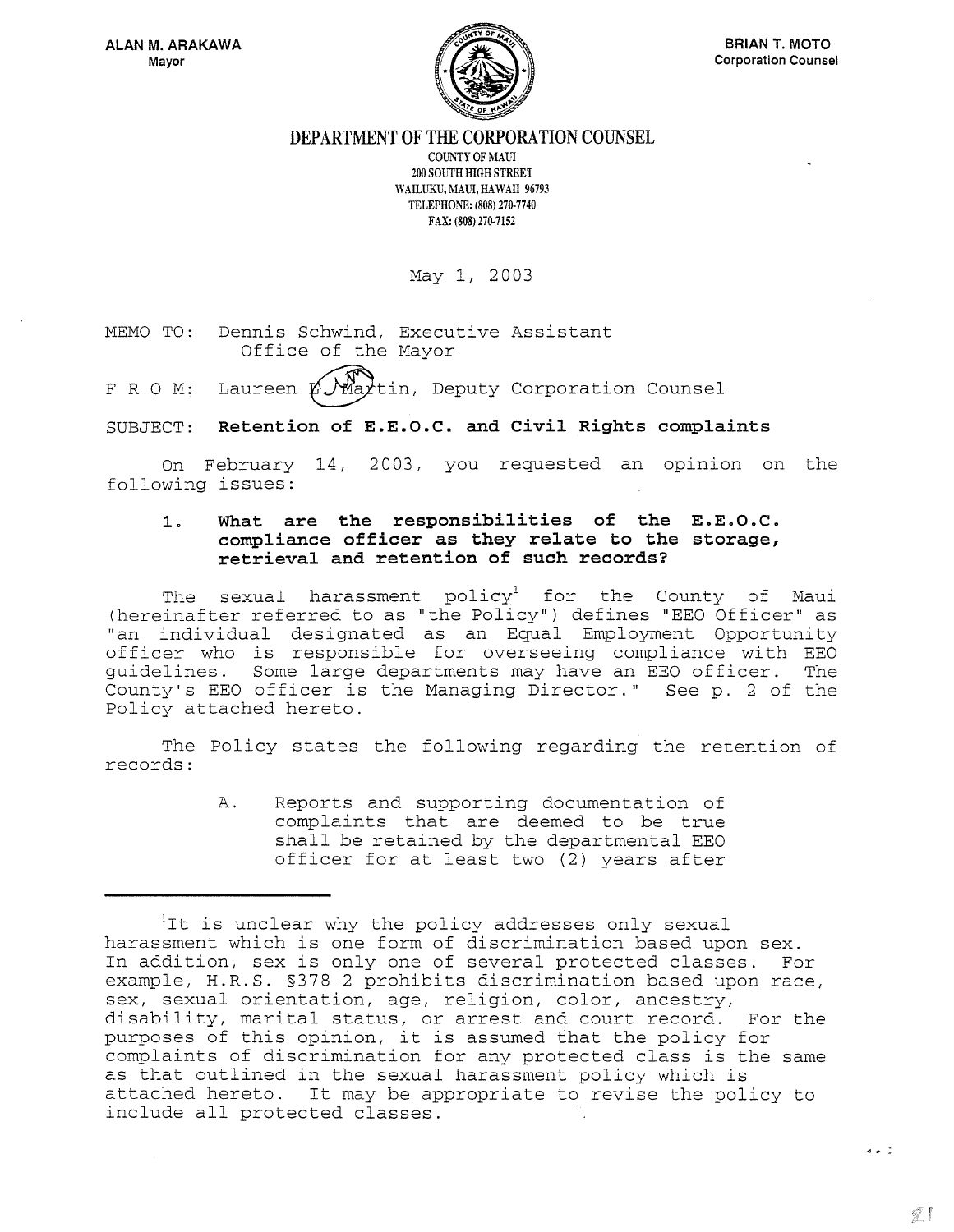ALAN M. ARAKAWA
Mayor

BRIAN T. MOTO
Corporation Counsel

# DEPARTMENT OF THE CORPORATION COUNSEL

COUNTY OF MAUI
200 SOUTH HIGH STREET
WAILUKU, MAUI, HAWAII 96793
TELEPHONE: (808) 270-7740
FAX: (808) 270-7152

May 1, 2003

MEMO TO: Dennis Schwind, Executive Assistant
Office of the Mayor

F R O M: Laureen L. Martin, Deputy Corporation Counsel

SUBJECT: **Retention of E.E.O.C. and Civil Rights complaints**

On February 14, 2003, you requested an opinion on the following issues:

**1. What are the responsibilities of the E.E.O.C. compliance officer as they relate to the storage, retrieval and retention of such records?**

The sexual harassment policy[1] for the County of Maui (hereinafter referred to as "the Policy") defines "EEO Officer" as "an individual designated as an Equal Employment Opportunity officer who is responsible for overseeing compliance with EEO guidelines. Some large departments may have an EEO officer. The County's EEO officer is the Managing Director." See p. 2 of the Policy attached hereto.

The Policy states the following regarding the retention of records:

> A. Reports and supporting documentation of complaints that are deemed to be true shall be retained by the departmental EEO officer for at least two (2) years after

---

[1] It is unclear why the policy addresses only sexual harassment which is one form of discrimination based upon sex. In addition, sex is only one of several protected classes. For example, H.R.S. §378-2 prohibits discrimination based upon race, sex, sexual orientation, age, religion, color, ancestry, disability, marital status, or arrest and court record. For the purposes of this opinion, it is assumed that the policy for complaints of discrimination for any protected class is the same as that outlined in the sexual harassment policy which is attached hereto. It may be appropriate to revise the policy to include all protected classes.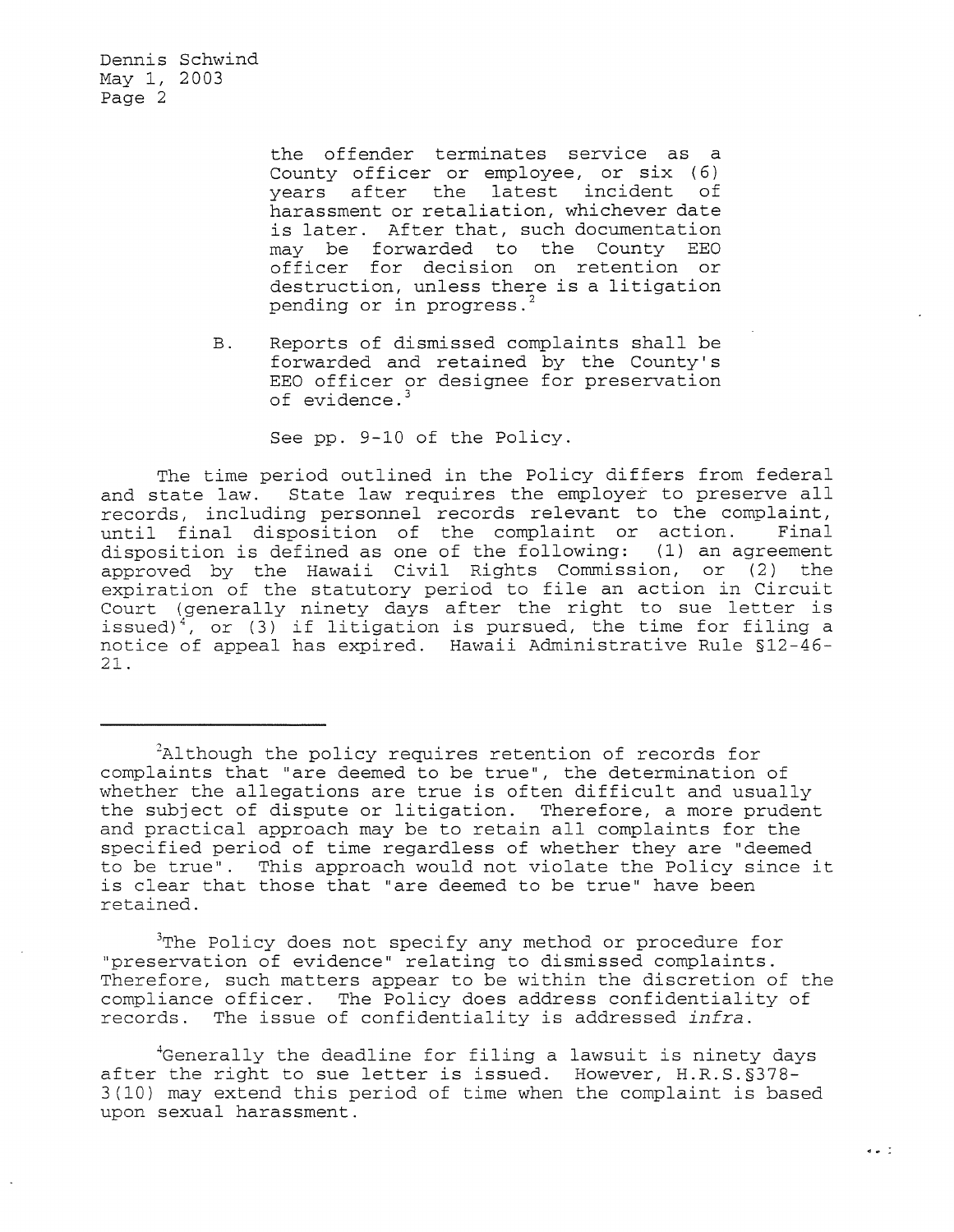the offender terminates service as a County officer or employee, or six (6) years after the latest incident of harassment or retaliation, whichever date is later. After that, such documentation may be forwarded to the County EEO officer for decision on retention or destruction, unless there is a litigation pending or in progress.[2]

B. Reports of dismissed complaints shall be forwarded and retained by the County's EEO officer or designee for preservation of evidence.[3]

See pp. 9-10 of the Policy.

The time period outlined in the Policy differs from federal and state law. State law requires the employer to preserve all records, including personnel records relevant to the complaint, until final disposition of the complaint or action. Final disposition is defined as one of the following: (1) an agreement approved by the Hawaii Civil Rights Commission, or (2) the expiration of the statutory period to file an action in Circuit Court (generally ninety days after the right to sue letter is issued)[4], or (3) if litigation is pursued, the time for filing a notice of appeal has expired. Hawaii Administrative Rule §12-46-21.

---

[2]Although the policy requires retention of records for complaints that "are deemed to be true", the determination of whether the allegations are true is often difficult and usually the subject of dispute or litigation. Therefore, a more prudent and practical approach may be to retain all complaints for the specified period of time regardless of whether they are "deemed to be true". This approach would not violate the Policy since it is clear that those that "are deemed to be true" have been retained.

[3]The Policy does not specify any method or procedure for "preservation of evidence" relating to dismissed complaints. Therefore, such matters appear to be within the discretion of the compliance officer. The Policy does address confidentiality of records. The issue of confidentiality is addressed *infra*.

[4]Generally the deadline for filing a lawsuit is ninety days after the right to sue letter is issued. However, H.R.S.§378-3(10) may extend this period of time when the complaint is based upon sexual harassment.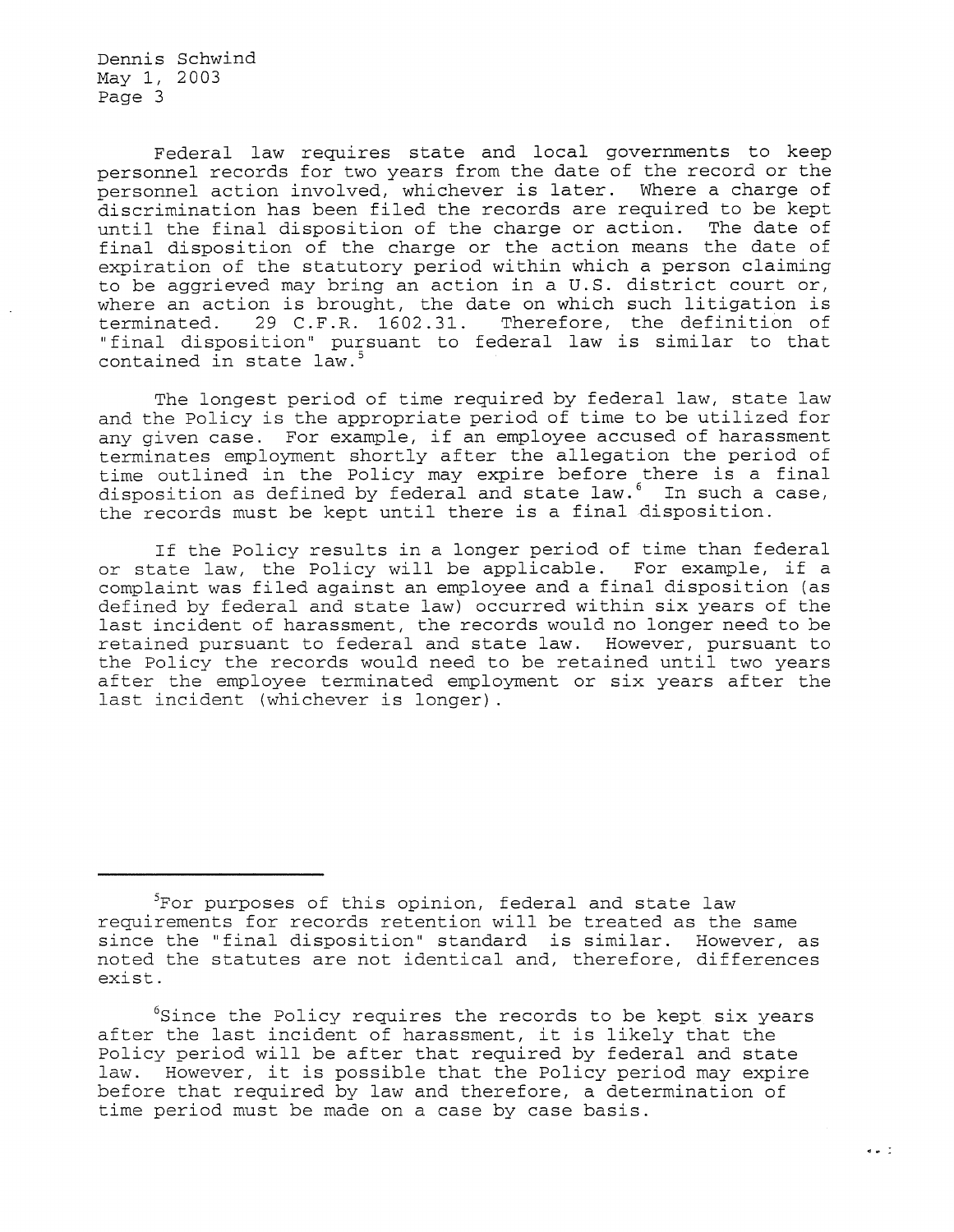Federal law requires state and local governments to keep personnel records for two years from the date of the record or the personnel action involved, whichever is later. Where a charge of discrimination has been filed the records are required to be kept until the final disposition of the charge or action. The date of final disposition of the charge or the action means the date of expiration of the statutory period within which a person claiming to be aggrieved may bring an action in a U.S. district court or, where an action is brought, the date on which such litigation is terminated. 29 C.F.R. 1602.31. Therefore, the definition of "final disposition" pursuant to federal law is similar to that contained in state law.[5]

The longest period of time required by federal law, state law and the Policy is the appropriate period of time to be utilized for any given case. For example, if an employee accused of harassment terminates employment shortly after the allegation the period of time outlined in the Policy may expire before there is a final disposition as defined by federal and state law.[6] In such a case, the records must be kept until there is a final disposition.

If the Policy results in a longer period of time than federal or state law, the Policy will be applicable. For example, if a complaint was filed against an employee and a final disposition (as defined by federal and state law) occurred within six years of the last incident of harassment, the records would no longer need to be retained pursuant to federal and state law. However, pursuant to the Policy the records would need to be retained until two years after the employee terminated employment or six years after the last incident (whichever is longer).

---

[5]For purposes of this opinion, federal and state law requirements for records retention will be treated as the same since the "final disposition" standard is similar. However, as noted the statutes are not identical and, therefore, differences exist.

[6]Since the Policy requires the records to be kept six years after the last incident of harassment, it is likely that the Policy period will be after that required by federal and state law. However, it is possible that the Policy period may expire before that required by law and therefore, a determination of time period must be made on a case by case basis.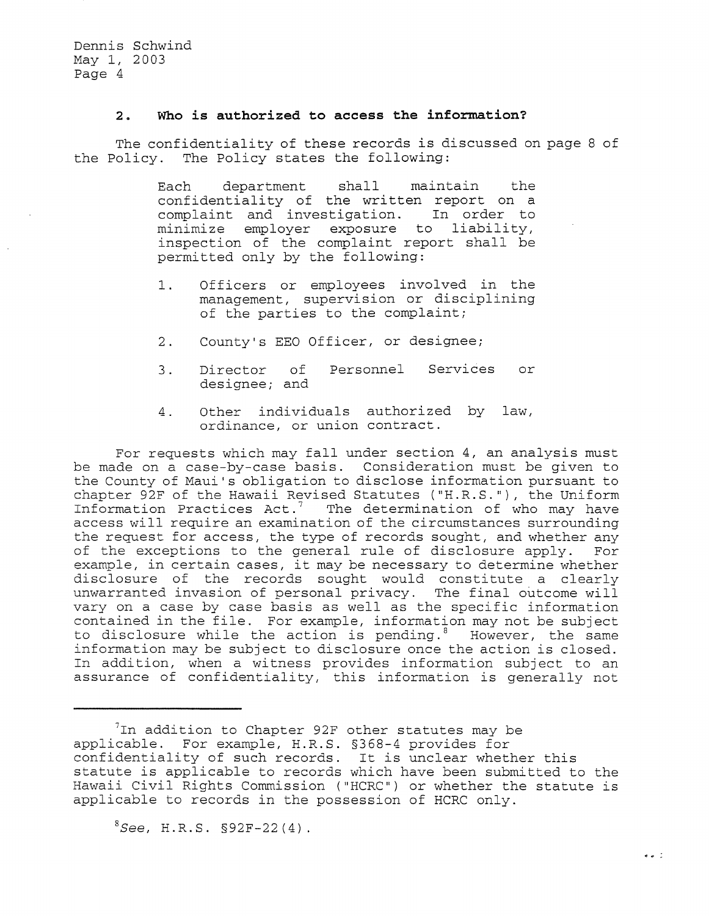### 2. Who is authorized to access the information?

The confidentiality of these records is discussed on page 8 of the Policy. The Policy states the following:

> Each department shall maintain the confidentiality of the written report on a complaint and investigation. In order to minimize employer exposure to liability, inspection of the complaint report shall be permitted only by the following:
>
> 1. Officers or employees involved in the management, supervision or disciplining of the parties to the complaint;
> 2. County's EEO Officer, or designee;
> 3. Director of Personnel Services or designee; and
> 4. Other individuals authorized by law, ordinance, or union contract.

For requests which may fall under section 4, an analysis must be made on a case-by-case basis. Consideration must be given to the County of Maui's obligation to disclose information pursuant to chapter 92F of the Hawaii Revised Statutes ("H.R.S."), the Uniform Information Practices Act.[7] The determination of who may have access will require an examination of the circumstances surrounding the request for access, the type of records sought, and whether any of the exceptions to the general rule of disclosure apply. For example, in certain cases, it may be necessary to determine whether disclosure of the records sought would constitute a clearly unwarranted invasion of personal privacy. The final outcome will vary on a case by case basis as well as the specific information contained in the file. For example, information may not be subject to disclosure while the action is pending.[8] However, the same information may be subject to disclosure once the action is closed. In addition, when a witness provides information subject to an assurance of confidentiality, this information is generally not

---

[7] In addition to Chapter 92F other statutes may be applicable. For example, H.R.S. §368-4 provides for confidentiality of such records. It is unclear whether this statute is applicable to records which have been submitted to the Hawaii Civil Rights Commission ("HCRC") or whether the statute is applicable to records in the possession of HCRC only.

[8] *See*, H.R.S. §92F-22(4).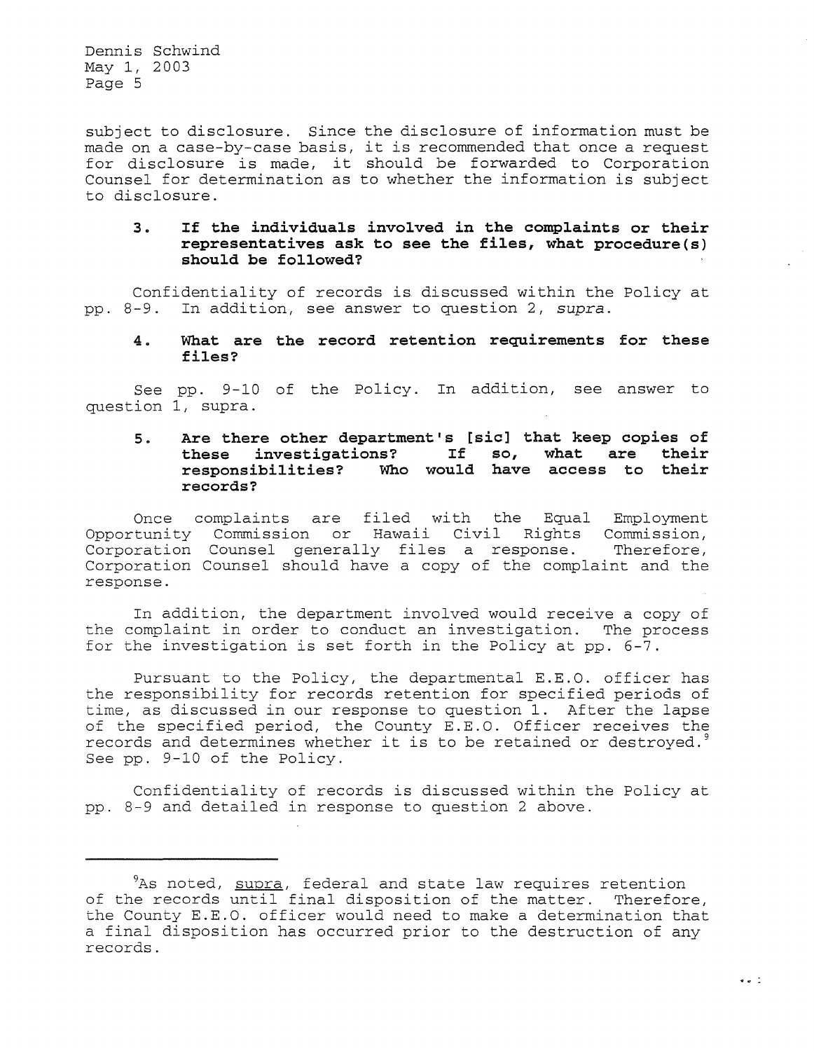subject to disclosure. Since the disclosure of information must be made on a case-by-case basis, it is recommended that once a request for disclosure is made, it should be forwarded to Corporation Counsel for determination as to whether the information is subject to disclosure.

**3. If the individuals involved in the complaints or their representatives ask to see the files, what procedure(s) should be followed?**

Confidentiality of records is discussed within the Policy at pp. 8-9. In addition, see answer to question 2, *supra*.

**4. What are the record retention requirements for these files?**

See pp. 9-10 of the Policy. In addition, see answer to question 1, supra.

**5. Are there other department's [sic] that keep copies of these investigations? If so, what are their responsibilities? Who would have access to their records?**

Once complaints are filed with the Equal Employment Opportunity Commission or Hawaii Civil Rights Commission, Corporation Counsel generally files a response. Therefore, Corporation Counsel should have a copy of the complaint and the response.

In addition, the department involved would receive a copy of the complaint in order to conduct an investigation. The process for the investigation is set forth in the Policy at pp. 6-7.

Pursuant to the Policy, the departmental E.E.O. officer has the responsibility for records retention for specified periods of time, as discussed in our response to question 1. After the lapse of the specified period, the County E.E.O. Officer receives the records and determines whether it is to be retained or destroyed.[9] See pp. 9-10 of the Policy.

Confidentiality of records is discussed within the Policy at pp. 8-9 and detailed in response to question 2 above.

---

[9]As noted, supra, federal and state law requires retention of the records until final disposition of the matter. Therefore, the County E.E.O. officer would need to make a determination that a final disposition has occurred prior to the destruction of any records.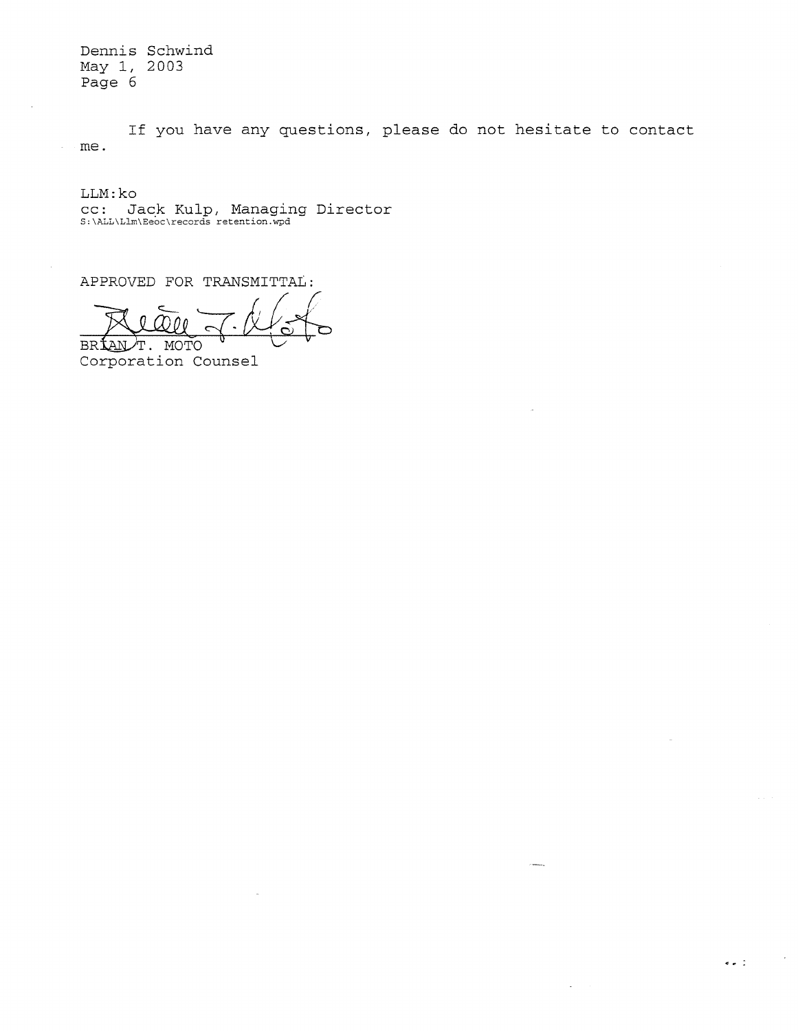If you have any questions, please do not hesitate to contact me.

LLM:ko
cc: Jack Kulp, Managing Director
S:\ALL\Llm\Eeoc\records retention.wpd

APPROVED FOR TRANSMITTAL:

BRIAN T. MOTO
Corporation Counsel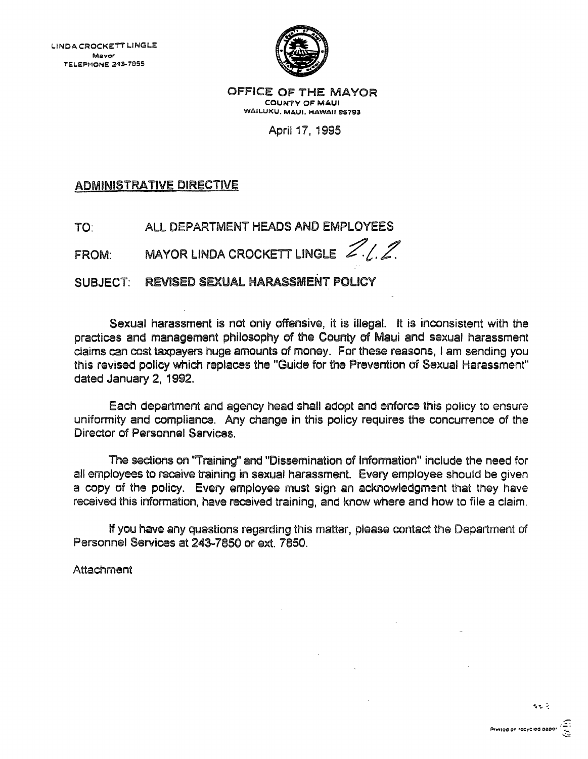LINDA CROCKETT LINGLE
Mayor
TELEPHONE 243-7855

OFFICE OF THE MAYOR
COUNTY OF MAUI
WAILUKU, MAUI, HAWAII 96793

April 17, 1995

## ADMINISTRATIVE DIRECTIVE

TO: ALL DEPARTMENT HEADS AND EMPLOYEES

FROM: MAYOR LINDA CROCKETT LINGLE *L.L.L.*

SUBJECT: **REVISED SEXUAL HARASSMENT POLICY**

Sexual harassment is not only offensive, it is illegal. It is inconsistent with the practices and management philosophy of the County of Maui and sexual harassment claims can cost taxpayers huge amounts of money. For these reasons, I am sending you this revised policy which replaces the "Guide for the Prevention of Sexual Harassment" dated January 2, 1992.

Each department and agency head shall adopt and enforce this policy to ensure uniformity and compliance. Any change in this policy requires the concurrence of the Director of Personnel Services.

The sections on "Training" and "Dissemination of Information" include the need for all employees to receive training in sexual harassment. Every employee should be given a copy of the policy. Every employee must sign an acknowledgment that they have received this information, have received training, and know where and how to file a claim.

If you have any questions regarding this matter, please contact the Department of Personnel Services at 243-7850 or ext. 7850.

Attachment

Printed on recycled paper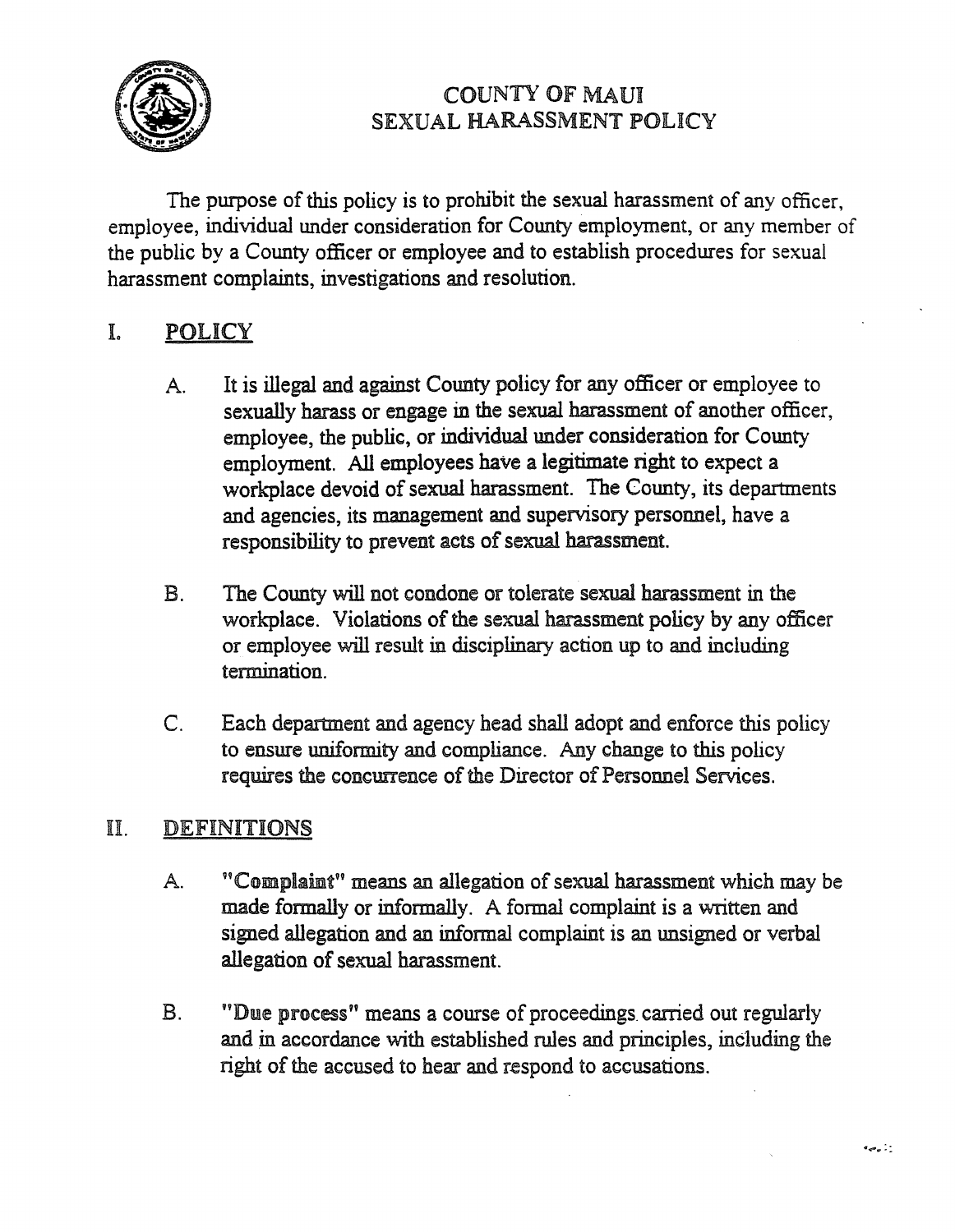# COUNTY OF MAUI
# SEXUAL HARASSMENT POLICY

The purpose of this policy is to prohibit the sexual harassment of any officer, employee, individual under consideration for County employment, or any member of the public by a County officer or employee and to establish procedures for sexual harassment complaints, investigations and resolution.

## I. POLICY

A. It is illegal and against County policy for any officer or employee to sexually harass or engage in the sexual harassment of another officer, employee, the public, or individual under consideration for County employment. All employees have a legitimate right to expect a workplace devoid of sexual harassment. The County, its departments and agencies, its management and supervisory personnel, have a responsibility to prevent acts of sexual harassment.

B. The County will not condone or tolerate sexual harassment in the workplace. Violations of the sexual harassment policy by any officer or employee will result in disciplinary action up to and including termination.

C. Each department and agency head shall adopt and enforce this policy to ensure uniformity and compliance. Any change to this policy requires the concurrence of the Director of Personnel Services.

## II. DEFINITIONS

A. **"Complaint"** means an allegation of sexual harassment which may be made formally or informally. A formal complaint is a written and signed allegation and an informal complaint is an unsigned or verbal allegation of sexual harassment.

B. **"Due process"** means a course of proceedings carried out regularly and in accordance with established rules and principles, including the right of the accused to hear and respond to accusations.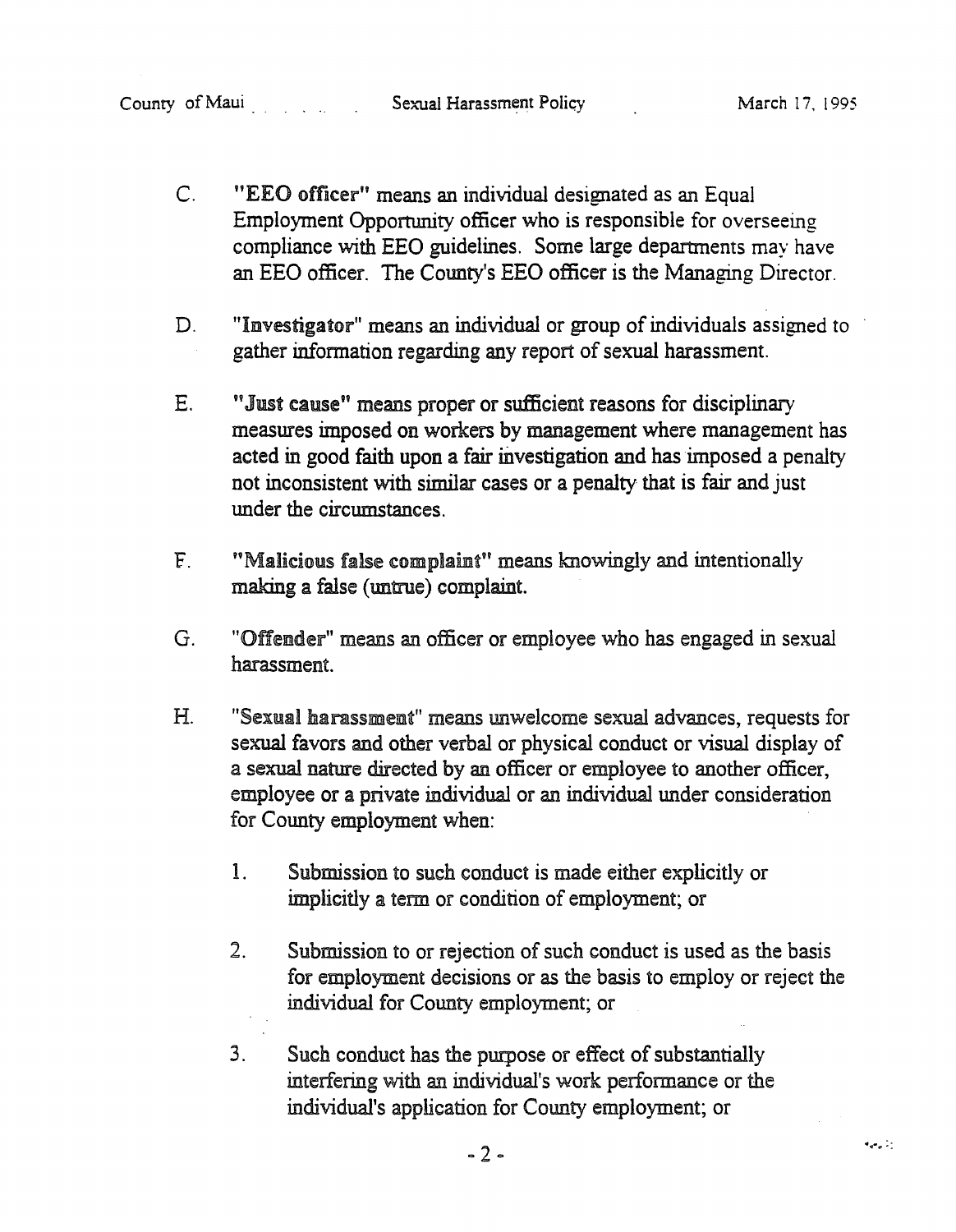C. **"EEO officer"** means an individual designated as an Equal Employment Opportunity officer who is responsible for overseeing compliance with EEO guidelines. Some large departments may have an EEO officer. The County's EEO officer is the Managing Director.

D. **"Investigator"** means an individual or group of individuals assigned to gather information regarding any report of sexual harassment.

E. **"Just cause"** means proper or sufficient reasons for disciplinary measures imposed on workers by management where management has acted in good faith upon a fair investigation and has imposed a penalty not inconsistent with similar cases or a penalty that is fair and just under the circumstances.

F. **"Malicious false complaint"** means knowingly and intentionally making a false (untrue) complaint.

G. **"Offender"** means an officer or employee who has engaged in sexual harassment.

H. **"Sexual harassment"** means unwelcome sexual advances, requests for sexual favors and other verbal or physical conduct or visual display of a sexual nature directed by an officer or employee to another officer, employee or a private individual or an individual under consideration for County employment when:

1. Submission to such conduct is made either explicitly or implicitly a term or condition of employment; or

2. Submission to or rejection of such conduct is used as the basis for employment decisions or as the basis to employ or reject the individual for County employment; or

3. Such conduct has the purpose or effect of substantially interfering with an individual's work performance or the individual's application for County employment; or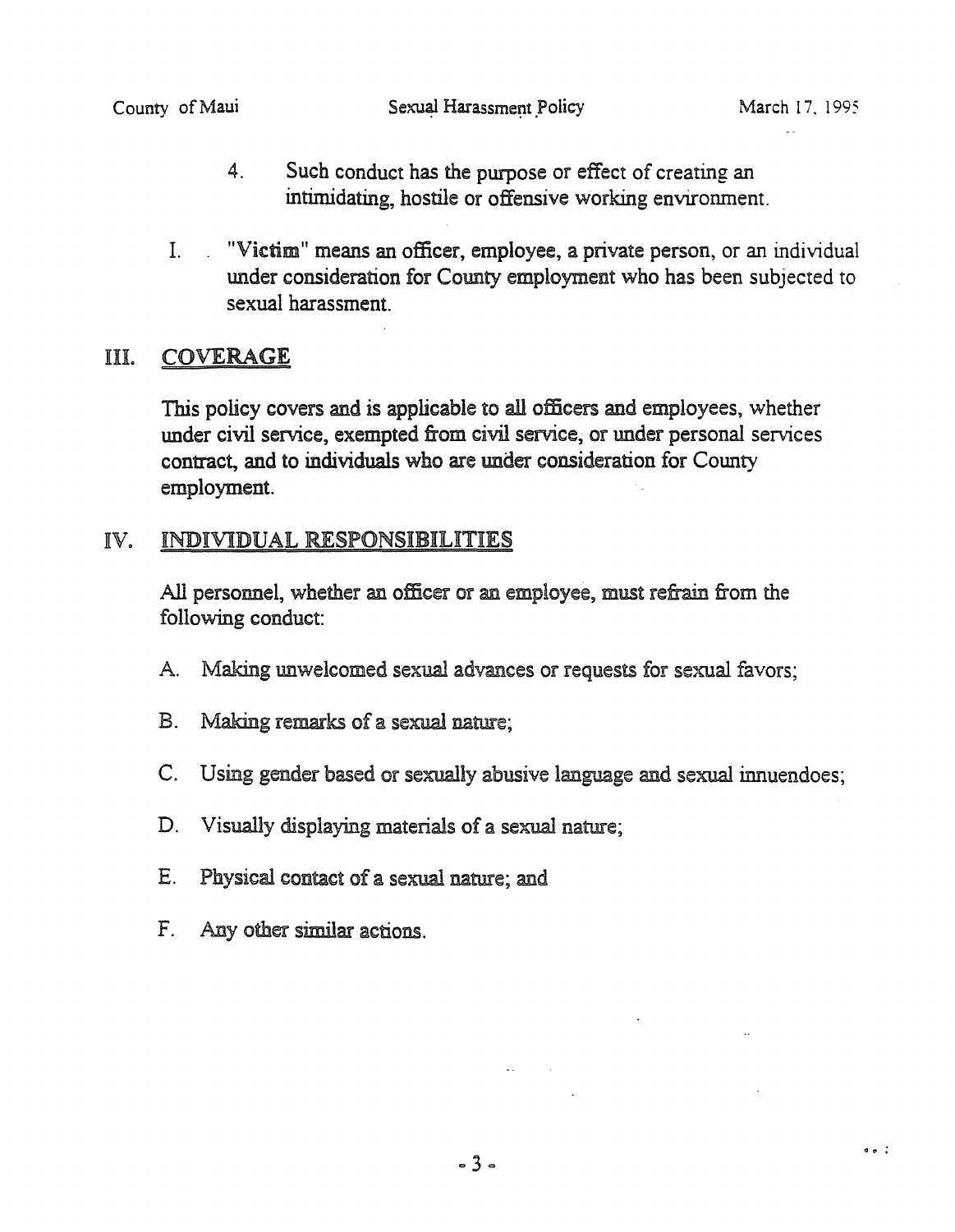4. Such conduct has the purpose or effect of creating an intimidating, hostile or offensive working environment.

I. "**Victim**" means an officer, employee, a private person, or an individual under consideration for County employment who has been subjected to sexual harassment.

## III. COVERAGE

This policy covers and is applicable to all officers and employees, whether under civil service, exempted from civil service, or under personal services contract, and to individuals who are under consideration for County employment.

## IV. INDIVIDUAL RESPONSIBILITIES

All personnel, whether an officer or an employee, must refrain from the following conduct:

A. Making unwelcomed sexual advances or requests for sexual favors;

B. Making remarks of a sexual nature;

C. Using gender based or sexually abusive language and sexual innuendoes;

D. Visually displaying materials of a sexual nature;

E. Physical contact of a sexual nature; and

F. Any other similar actions.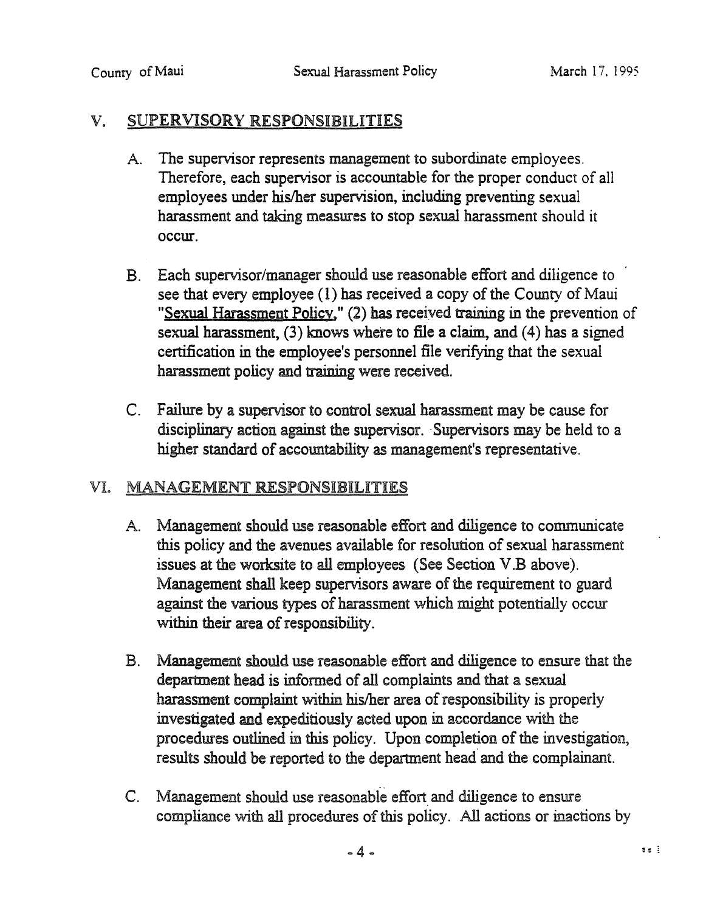## V. SUPERVISORY RESPONSIBILITIES

A. The supervisor represents management to subordinate employees. Therefore, each supervisor is accountable for the proper conduct of all employees under his/her supervision, including preventing sexual harassment and taking measures to stop sexual harassment should it occur.

B. Each supervisor/manager should use reasonable effort and diligence to see that every employee (1) has received a copy of the County of Maui "Sexual Harassment Policy," (2) has received training in the prevention of sexual harassment, (3) knows where to file a claim, and (4) has a signed certification in the employee's personnel file verifying that the sexual harassment policy and training were received.

C. Failure by a supervisor to control sexual harassment may be cause for disciplinary action against the supervisor. Supervisors may be held to a higher standard of accountability as management's representative.

## VI. MANAGEMENT RESPONSIBILITIES

A. Management should use reasonable effort and diligence to communicate this policy and the avenues available for resolution of sexual harassment issues at the worksite to all employees (See Section V.B above). Management shall keep supervisors aware of the requirement to guard against the various types of harassment which might potentially occur within their area of responsibility.

B. Management should use reasonable effort and diligence to ensure that the department head is informed of all complaints and that a sexual harassment complaint within his/her area of responsibility is properly investigated and expeditiously acted upon in accordance with the procedures outlined in this policy. Upon completion of the investigation, results should be reported to the department head and the complainant.

C. Management should use reasonable effort and diligence to ensure compliance with all procedures of this policy. All actions or inactions by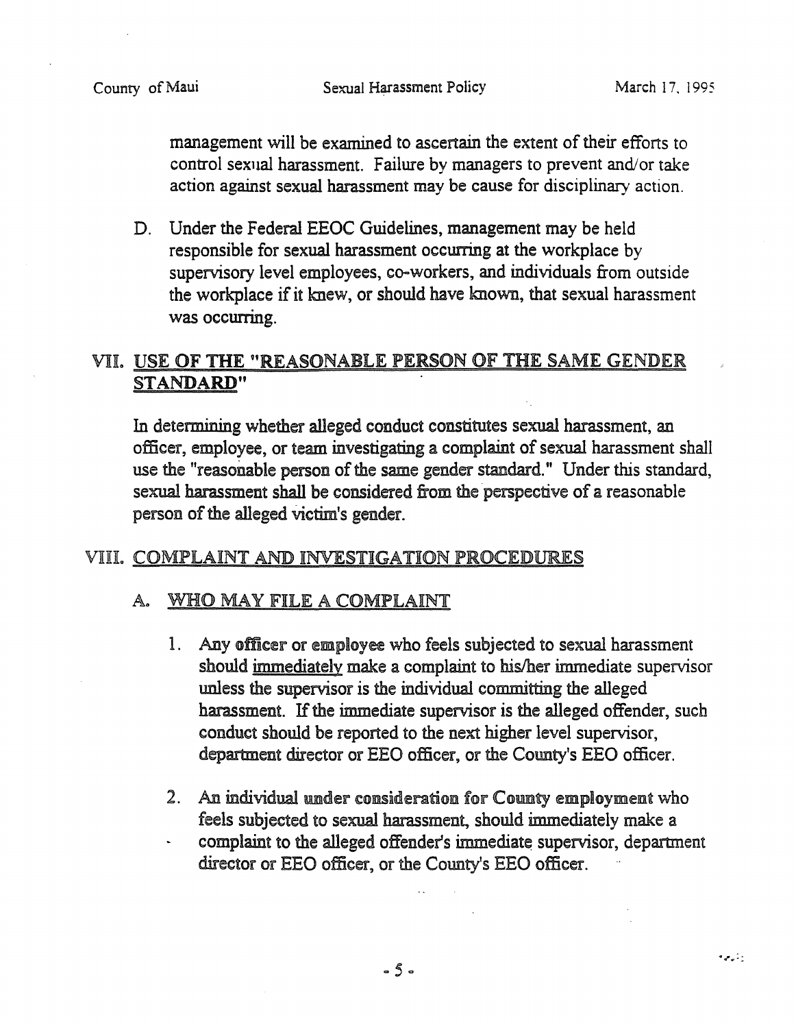management will be examined to ascertain the extent of their efforts to control sexual harassment. Failure by managers to prevent and/or take action against sexual harassment may be cause for disciplinary action.

D. Under the Federal EEOC Guidelines, management may be held responsible for sexual harassment occurring at the workplace by supervisory level employees, co-workers, and individuals from outside the workplace if it knew, or should have known, that sexual harassment was occurring.

## VII. USE OF THE "REASONABLE PERSON OF THE SAME GENDER STANDARD"

In determining whether alleged conduct constitutes sexual harassment, an officer, employee, or team investigating a complaint of sexual harassment shall use the "reasonable person of the same gender standard." Under this standard, sexual harassment shall be considered from the perspective of a reasonable person of the alleged victim's gender.

## VIII. COMPLAINT AND INVESTIGATION PROCEDURES

### A. WHO MAY FILE A COMPLAINT

1. Any officer or employee who feels subjected to sexual harassment should immediately make a complaint to his/her immediate supervisor unless the supervisor is the individual committing the alleged harassment. If the immediate supervisor is the alleged offender, such conduct should be reported to the next higher level supervisor, department director or EEO officer, or the County's EEO officer.

2. An individual under consideration for County employment who feels subjected to sexual harassment, should immediately make a complaint to the alleged offender's immediate supervisor, department director or EEO officer, or the County's EEO officer.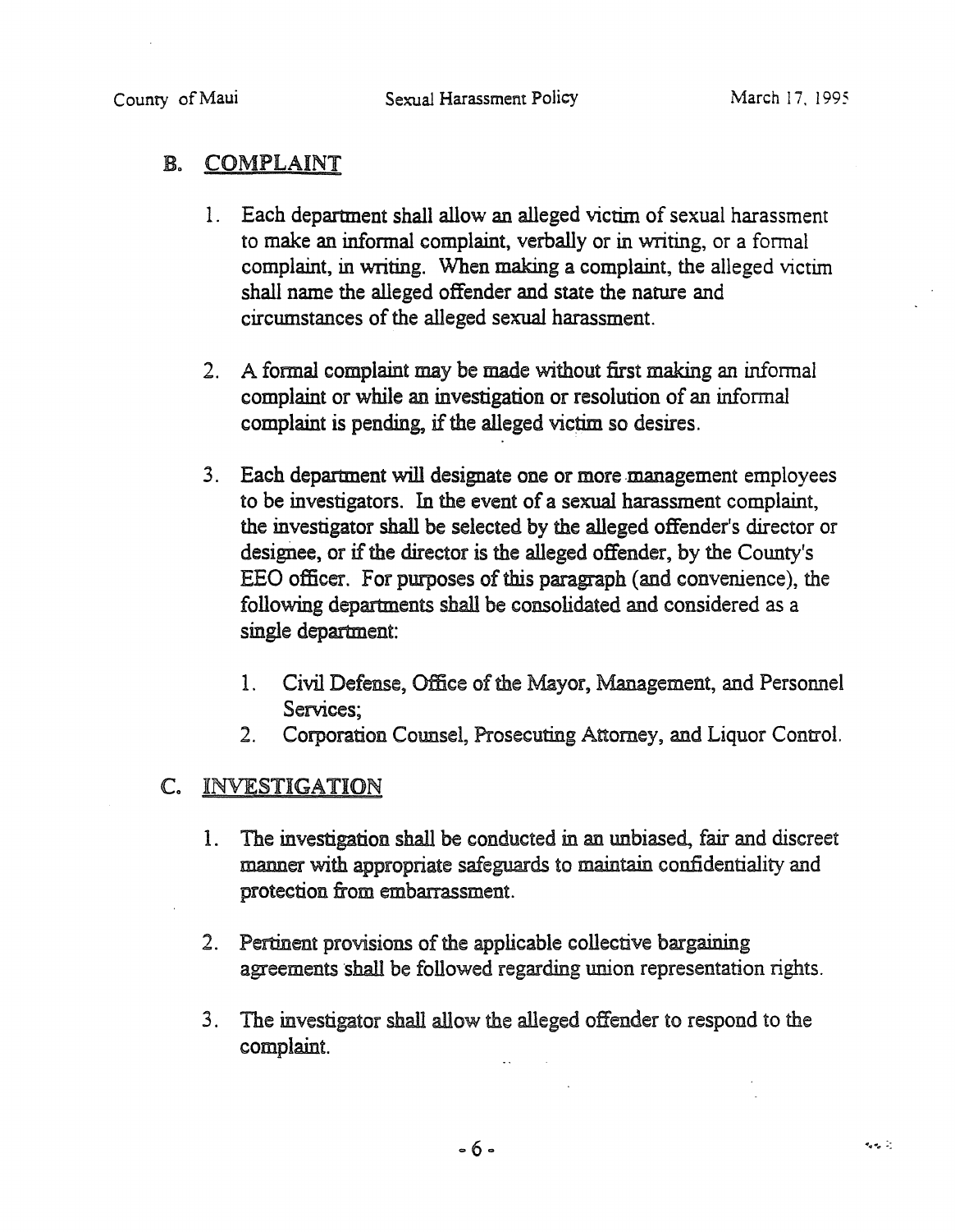## B. COMPLAINT

1. Each department shall allow an alleged victim of sexual harassment to make an informal complaint, verbally or in writing, or a formal complaint, in writing. When making a complaint, the alleged victim shall name the alleged offender and state the nature and circumstances of the alleged sexual harassment.

2. A formal complaint may be made without first making an informal complaint or while an investigation or resolution of an informal complaint is pending, if the alleged victim so desires.

3. Each department will designate one or more management employees to be investigators. In the event of a sexual harassment complaint, the investigator shall be selected by the alleged offender's director or designee, or if the director is the alleged offender, by the County's EEO officer. For purposes of this paragraph (and convenience), the following departments shall be consolidated and considered as a single department:

    1. Civil Defense, Office of the Mayor, Management, and Personnel Services;
    2. Corporation Counsel, Prosecuting Attorney, and Liquor Control.

## C. INVESTIGATION

1. The investigation shall be conducted in an unbiased, fair and discreet manner with appropriate safeguards to maintain confidentiality and protection from embarrassment.

2. Pertinent provisions of the applicable collective bargaining agreements shall be followed regarding union representation rights.

3. The investigator shall allow the alleged offender to respond to the complaint.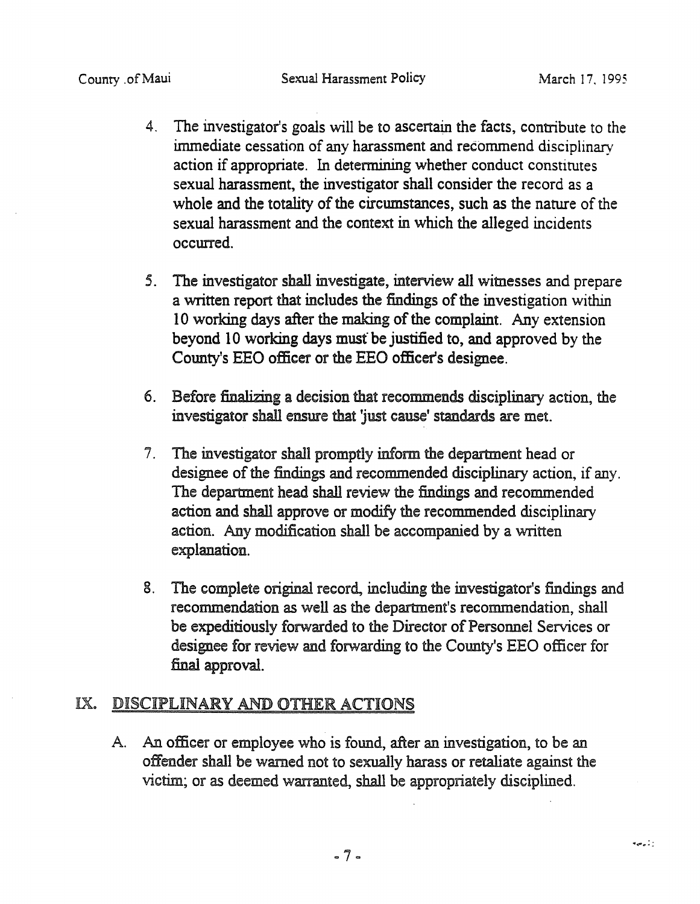4. The investigator's goals will be to ascertain the facts, contribute to the immediate cessation of any harassment and recommend disciplinary action if appropriate. In determining whether conduct constitutes sexual harassment, the investigator shall consider the record as a whole and the totality of the circumstances, such as the nature of the sexual harassment and the context in which the alleged incidents occurred.

5. The investigator shall investigate, interview all witnesses and prepare a written report that includes the findings of the investigation within 10 working days after the making of the complaint. Any extension beyond 10 working days must be justified to, and approved by the County's EEO officer or the EEO officer's designee.

6. Before finalizing a decision that recommends disciplinary action, the investigator shall ensure that 'just cause' standards are met.

7. The investigator shall promptly inform the department head or designee of the findings and recommended disciplinary action, if any. The department head shall review the findings and recommended action and shall approve or modify the recommended disciplinary action. Any modification shall be accompanied by a written explanation.

8. The complete original record, including the investigator's findings and recommendation as well as the department's recommendation, shall be expeditiously forwarded to the Director of Personnel Services or designee for review and forwarding to the County's EEO officer for final approval.

## IX. DISCIPLINARY AND OTHER ACTIONS

A. An officer or employee who is found, after an investigation, to be an offender shall be warned not to sexually harass or retaliate against the victim; or as deemed warranted, shall be appropriately disciplined.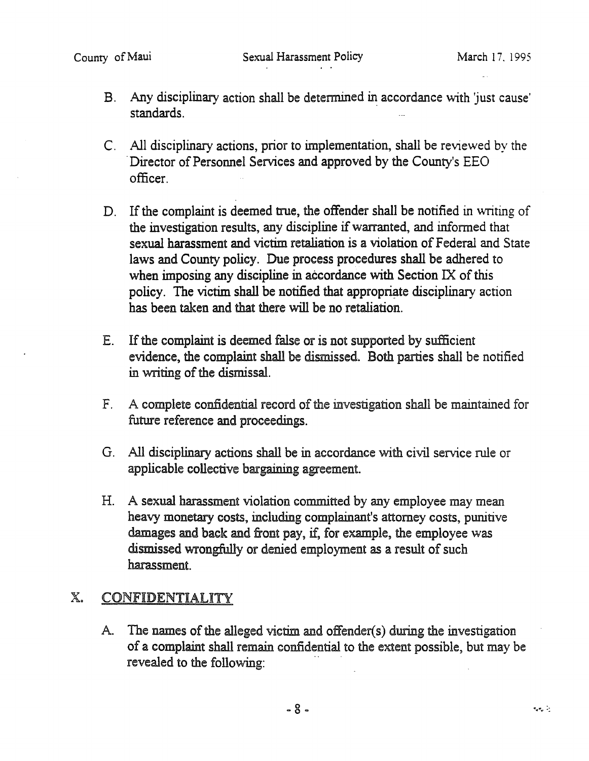B. Any disciplinary action shall be determined in accordance with 'just cause' standards.

C. All disciplinary actions, prior to implementation, shall be reviewed by the Director of Personnel Services and approved by the County's EEO officer.

D. If the complaint is deemed true, the offender shall be notified in writing of the investigation results, any discipline if warranted, and informed that sexual harassment and victim retaliation is a violation of Federal and State laws and County policy. Due process procedures shall be adhered to when imposing any discipline in accordance with Section IX of this policy. The victim shall be notified that appropriate disciplinary action has been taken and that there will be no retaliation.

E. If the complaint is deemed false or is not supported by sufficient evidence, the complaint shall be dismissed. Both parties shall be notified in writing of the dismissal.

F. A complete confidential record of the investigation shall be maintained for future reference and proceedings.

G. All disciplinary actions shall be in accordance with civil service rule or applicable collective bargaining agreement.

H. A sexual harassment violation committed by any employee may mean heavy monetary costs, including complainant's attorney costs, punitive damages and back and front pay, if, for example, the employee was dismissed wrongfully or denied employment as a result of such harassment.

## X. CONFIDENTIALITY

A. The names of the alleged victim and offender(s) during the investigation of a complaint shall remain confidential to the extent possible, but may be revealed to the following: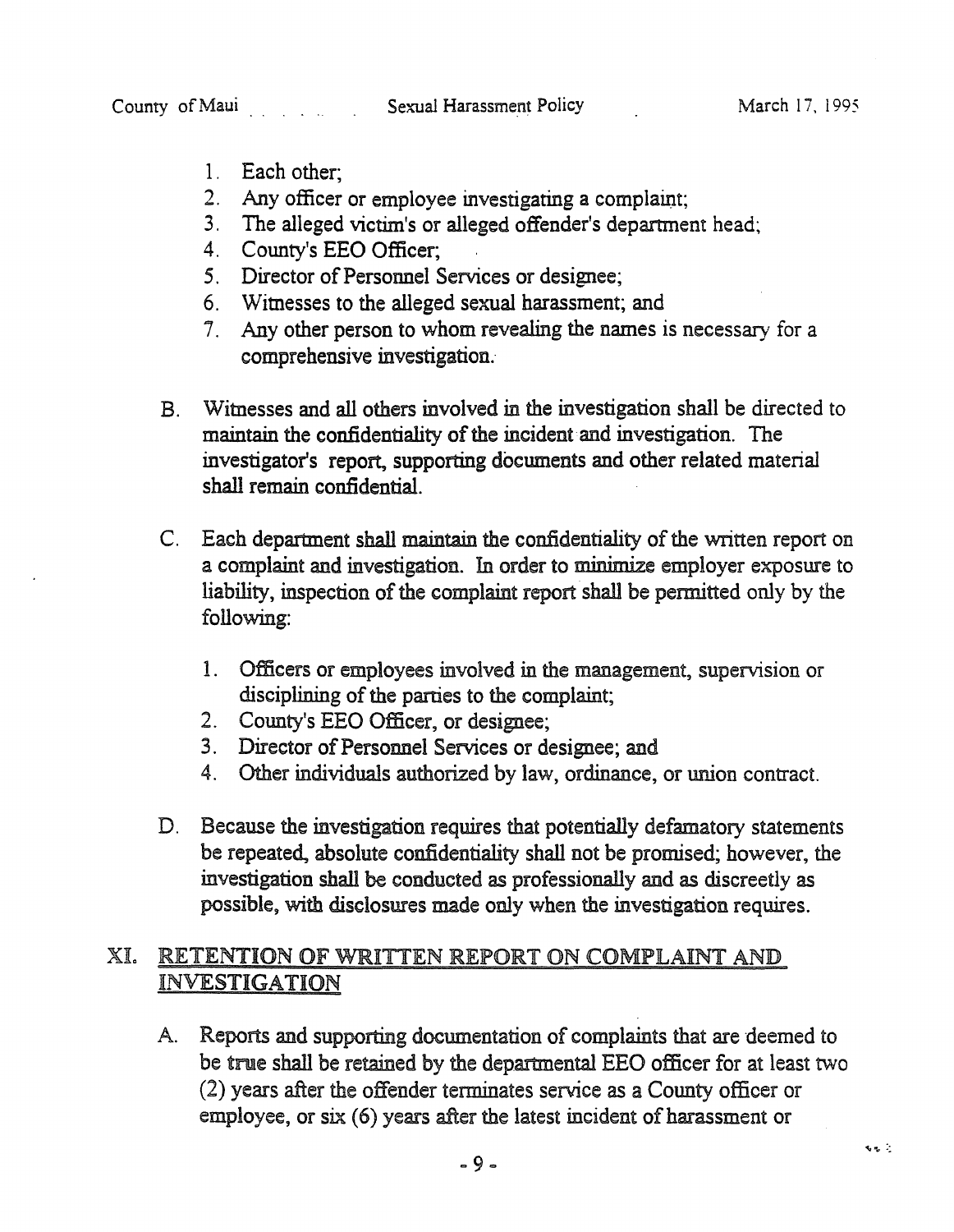1. Each other;
2. Any officer or employee investigating a complaint;
3. The alleged victim's or alleged offender's department head;
4. County's EEO Officer;
5. Director of Personnel Services or designee;
6. Witnesses to the alleged sexual harassment; and
7. Any other person to whom revealing the names is necessary for a comprehensive investigation.

B. Witnesses and all others involved in the investigation shall be directed to maintain the confidentiality of the incident and investigation. The investigator's report, supporting documents and other related material shall remain confidential.

C. Each department shall maintain the confidentiality of the written report on a complaint and investigation. In order to minimize employer exposure to liability, inspection of the complaint report shall be permitted only by the following:

1. Officers or employees involved in the management, supervision or disciplining of the parties to the complaint;
2. County's EEO Officer, or designee;
3. Director of Personnel Services or designee; and
4. Other individuals authorized by law, ordinance, or union contract.

D. Because the investigation requires that potentially defamatory statements be repeated, absolute confidentiality shall not be promised; however, the investigation shall be conducted as professionally and as discreetly as possible, with disclosures made only when the investigation requires.

## XI. RETENTION OF WRITTEN REPORT ON COMPLAINT AND INVESTIGATION

A. Reports and supporting documentation of complaints that are deemed to be true shall be retained by the departmental EEO officer for at least two (2) years after the offender terminates service as a County officer or employee, or six (6) years after the latest incident of harassment or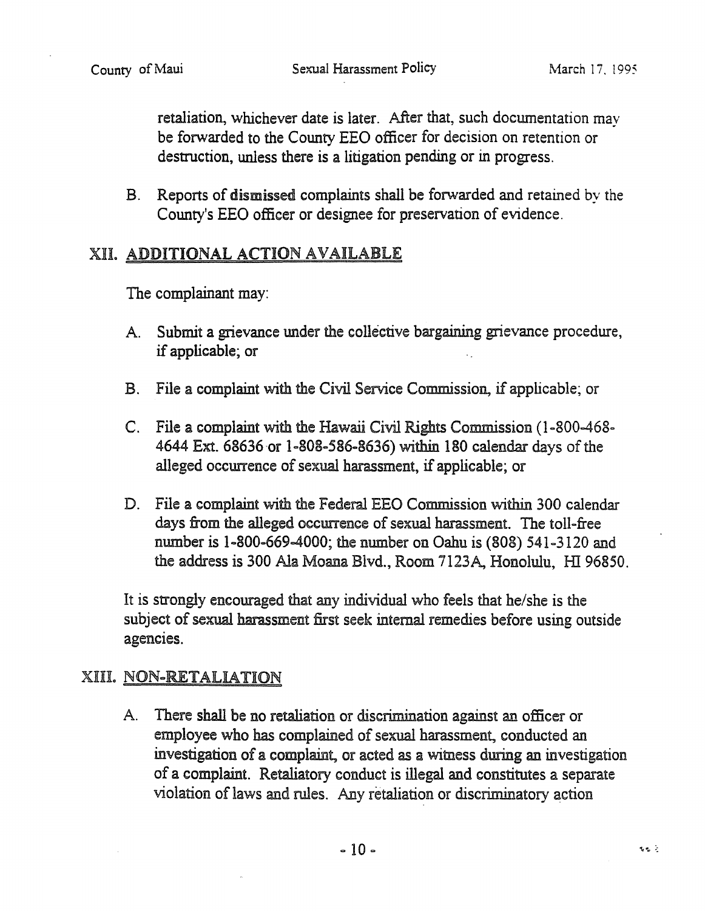retaliation, whichever date is later. After that, such documentation may be forwarded to the County EEO officer for decision on retention or destruction, unless there is a litigation pending or in progress.

B. Reports of dismissed complaints shall be forwarded and retained by the County's EEO officer or designee for preservation of evidence.

## XII. ADDITIONAL ACTION AVAILABLE

The complainant may:

A. Submit a grievance under the collective bargaining grievance procedure, if applicable; or

B. File a complaint with the Civil Service Commission, if applicable; or

C. File a complaint with the Hawaii Civil Rights Commission (1-800-468-4644 Ext. 68636 or 1-808-586-8636) within 180 calendar days of the alleged occurrence of sexual harassment, if applicable; or

D. File a complaint with the Federal EEO Commission within 300 calendar days from the alleged occurrence of sexual harassment. The toll-free number is 1-800-669-4000; the number on Oahu is (808) 541-3120 and the address is 300 Ala Moana Blvd., Room 7123A, Honolulu, HI 96850.

It is strongly encouraged that any individual who feels that he/she is the subject of sexual harassment first seek internal remedies before using outside agencies.

## XIII. NON-RETALIATION

A. There shall be no retaliation or discrimination against an officer or employee who has complained of sexual harassment, conducted an investigation of a complaint, or acted as a witness during an investigation of a complaint. Retaliatory conduct is illegal and constitutes a separate violation of laws and rules. Any retaliation or discriminatory action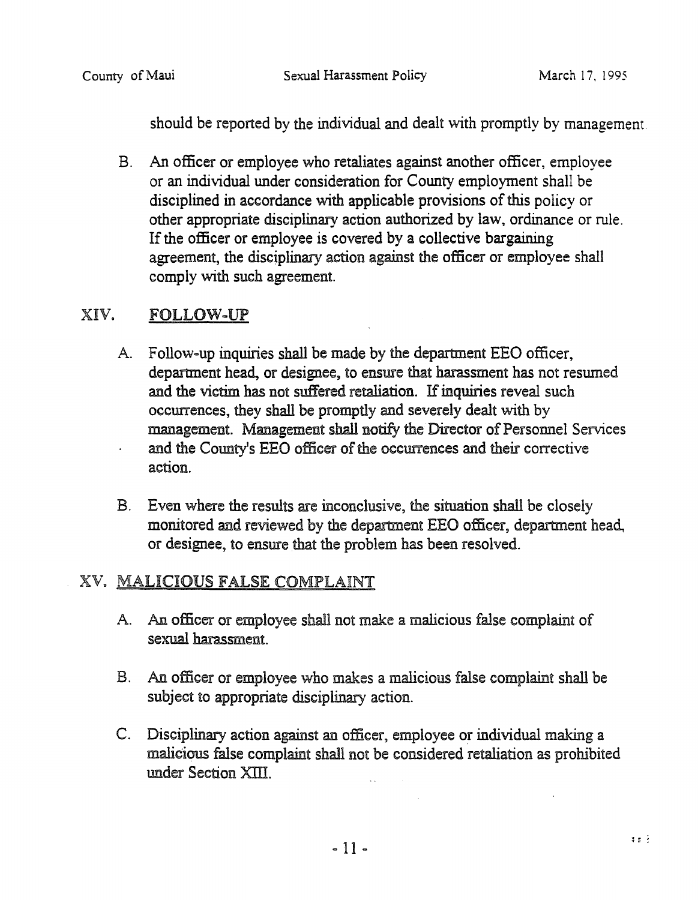should be reported by the individual and dealt with promptly by management.

B. An officer or employee who retaliates against another officer, employee or an individual under consideration for County employment shall be disciplined in accordance with applicable provisions of this policy or other appropriate disciplinary action authorized by law, ordinance or rule. If the officer or employee is covered by a collective bargaining agreement, the disciplinary action against the officer or employee shall comply with such agreement.

## XIV. FOLLOW-UP

A. Follow-up inquiries shall be made by the department EEO officer, department head, or designee, to ensure that harassment has not resumed and the victim has not suffered retaliation. If inquiries reveal such occurrences, they shall be promptly and severely dealt with by management. Management shall notify the Director of Personnel Services and the County's EEO officer of the occurrences and their corrective action.

B. Even where the results are inconclusive, the situation shall be closely monitored and reviewed by the department EEO officer, department head, or designee, to ensure that the problem has been resolved.

## XV. MALICIOUS FALSE COMPLAINT

A. An officer or employee shall not make a malicious false complaint of sexual harassment.

B. An officer or employee who makes a malicious false complaint shall be subject to appropriate disciplinary action.

C. Disciplinary action against an officer, employee or individual making a malicious false complaint shall not be considered retaliation as prohibited under Section XIII.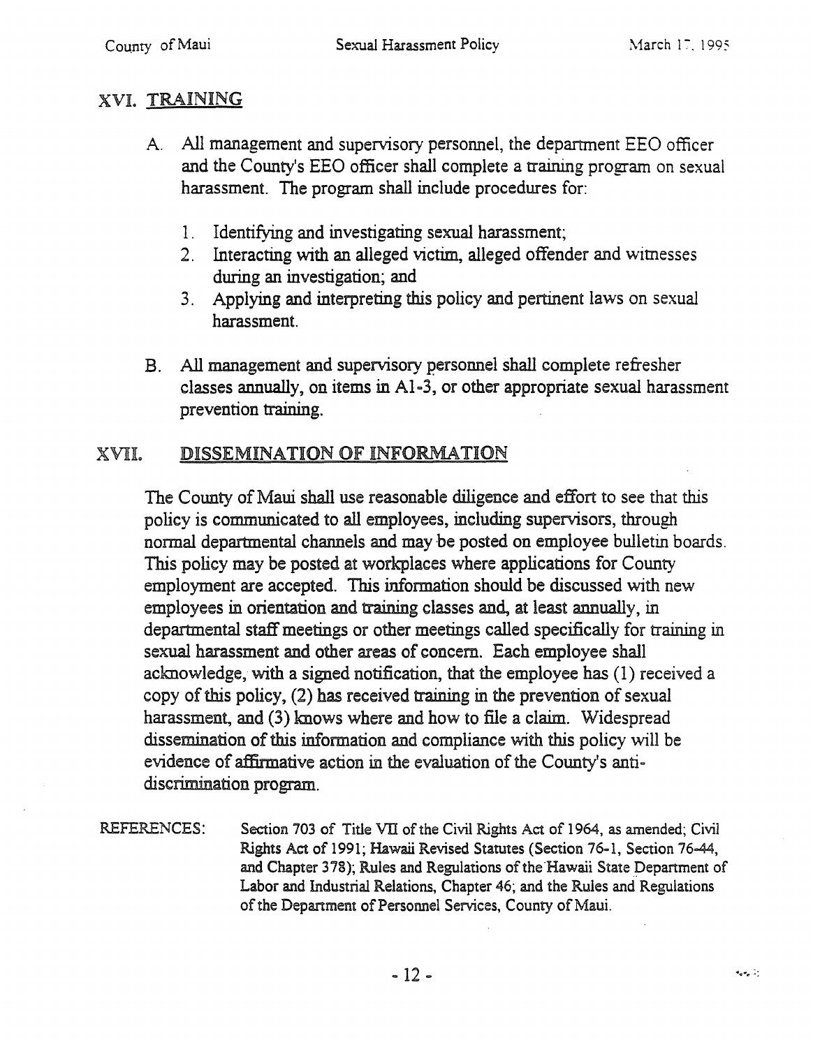## XVI. TRAINING

A. All management and supervisory personnel, the department EEO officer and the County's EEO officer shall complete a training program on sexual harassment. The program shall include procedures for:

1. Identifying and investigating sexual harassment;
2. Interacting with an alleged victim, alleged offender and witnesses during an investigation; and
3. Applying and interpreting this policy and pertinent laws on sexual harassment.

B. All management and supervisory personnel shall complete refresher classes annually, on items in A1-3, or other appropriate sexual harassment prevention training.

## XVII. DISSEMINATION OF INFORMATION

The County of Maui shall use reasonable diligence and effort to see that this policy is communicated to all employees, including supervisors, through normal departmental channels and may be posted on employee bulletin boards. This policy may be posted at workplaces where applications for County employment are accepted. This information should be discussed with new employees in orientation and training classes and, at least annually, in departmental staff meetings or other meetings called specifically for training in sexual harassment and other areas of concern. Each employee shall acknowledge, with a signed notification, that the employee has (1) received a copy of this policy, (2) has received training in the prevention of sexual harassment, and (3) knows where and how to file a claim. Widespread dissemination of this information and compliance with this policy will be evidence of affirmative action in the evaluation of the County's anti-discrimination program.

REFERENCES: Section 703 of Title VII of the Civil Rights Act of 1964, as amended; Civil Rights Act of 1991; Hawaii Revised Statutes (Section 76-1, Section 76-44, and Chapter 378); Rules and Regulations of the Hawaii State Department of Labor and Industrial Relations, Chapter 46; and the Rules and Regulations of the Department of Personnel Services, County of Maui.